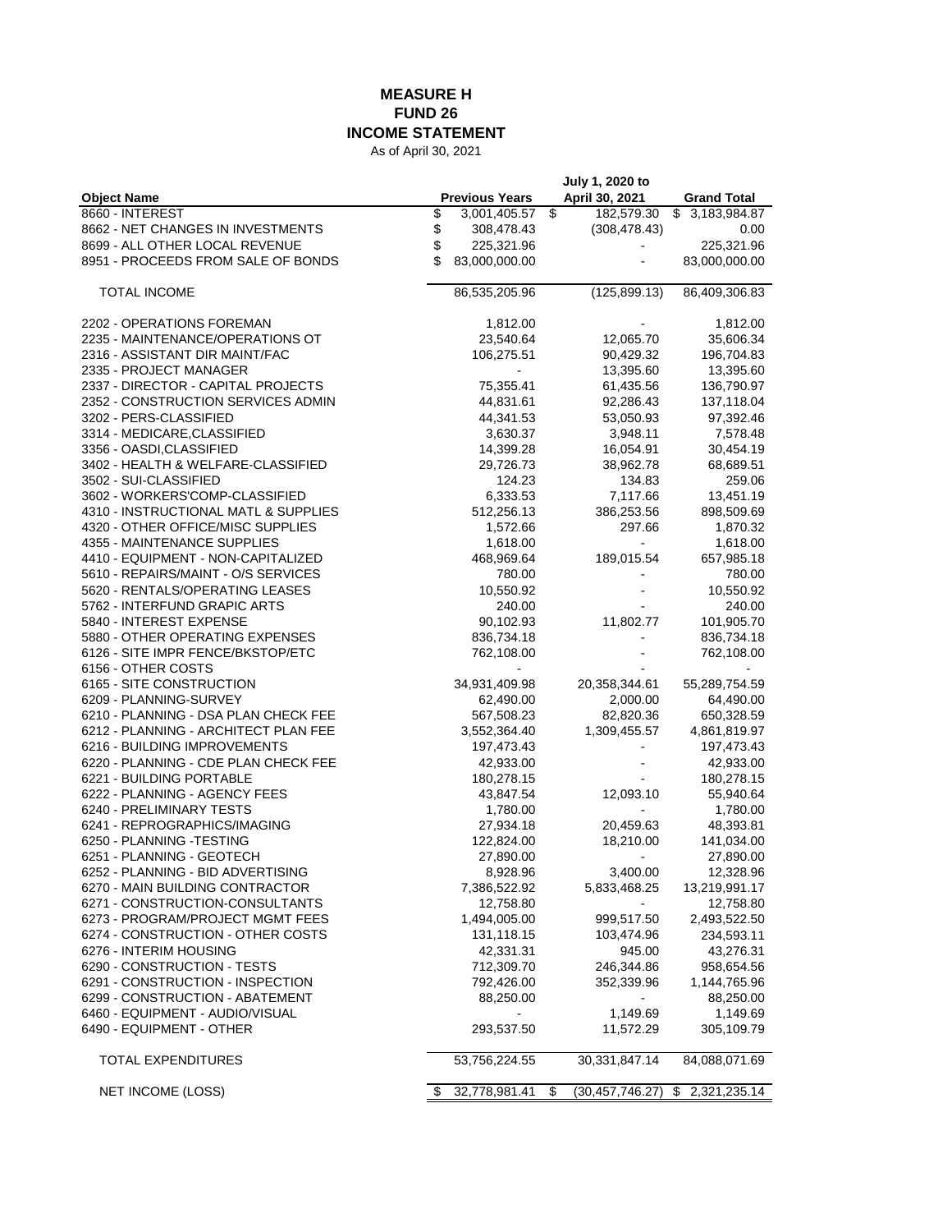# MEASURE H
## FUND 26
## INCOME STATEMENT

As of April 30, 2021

| Object Name | Previous Years | July 1, 2020 to April 30, 2021 | Grand Total |
|---|---|---|---|
| 8660 - INTEREST | $ 3,001,405.57 | $ 182,579.30 | $ 3,183,984.87 |
| 8662 - NET CHANGES IN INVESTMENTS | $ 308,478.43 | (308,478.43) | 0.00 |
| 8699 - ALL OTHER LOCAL REVENUE | $ 225,321.96 | - | 225,321.96 |
| 8951 - PROCEEDS FROM SALE OF BONDS | $ 83,000,000.00 | - | 83,000,000.00 |
| TOTAL INCOME | 86,535,205.96 | (125,899.13) | 86,409,306.83 |
| 2202 - OPERATIONS FOREMAN | 1,812.00 | - | 1,812.00 |
| 2235 - MAINTENANCE/OPERATIONS OT | 23,540.64 | 12,065.70 | 35,606.34 |
| 2316 - ASSISTANT DIR MAINT/FAC | 106,275.51 | 90,429.32 | 196,704.83 |
| 2335 - PROJECT MANAGER | - | 13,395.60 | 13,395.60 |
| 2337 - DIRECTOR - CAPITAL PROJECTS | 75,355.41 | 61,435.56 | 136,790.97 |
| 2352 - CONSTRUCTION SERVICES ADMIN | 44,831.61 | 92,286.43 | 137,118.04 |
| 3202 - PERS-CLASSIFIED | 44,341.53 | 53,050.93 | 97,392.46 |
| 3314 - MEDICARE,CLASSIFIED | 3,630.37 | 3,948.11 | 7,578.48 |
| 3356 - OASDI,CLASSIFIED | 14,399.28 | 16,054.91 | 30,454.19 |
| 3402 - HEALTH & WELFARE-CLASSIFIED | 29,726.73 | 38,962.78 | 68,689.51 |
| 3502 - SUI-CLASSIFIED | 124.23 | 134.83 | 259.06 |
| 3602 - WORKERS'COMP-CLASSIFIED | 6,333.53 | 7,117.66 | 13,451.19 |
| 4310 - INSTRUCTIONAL MATL & SUPPLIES | 512,256.13 | 386,253.56 | 898,509.69 |
| 4320 - OTHER OFFICE/MISC SUPPLIES | 1,572.66 | 297.66 | 1,870.32 |
| 4355 - MAINTENANCE SUPPLIES | 1,618.00 | - | 1,618.00 |
| 4410 - EQUIPMENT - NON-CAPITALIZED | 468,969.64 | 189,015.54 | 657,985.18 |
| 5610 - REPAIRS/MAINT - O/S SERVICES | 780.00 | - | 780.00 |
| 5620 - RENTALS/OPERATING LEASES | 10,550.92 | - | 10,550.92 |
| 5762 - INTERFUND GRAPIC ARTS | 240.00 | - | 240.00 |
| 5840 - INTEREST EXPENSE | 90,102.93 | 11,802.77 | 101,905.70 |
| 5880 - OTHER OPERATING EXPENSES | 836,734.18 | - | 836,734.18 |
| 6126 - SITE IMPR FENCE/BKSTOP/ETC | 762,108.00 | - | 762,108.00 |
| 6156 - OTHER COSTS | - | - | - |
| 6165 - SITE CONSTRUCTION | 34,931,409.98 | 20,358,344.61 | 55,289,754.59 |
| 6209 - PLANNING-SURVEY | 62,490.00 | 2,000.00 | 64,490.00 |
| 6210 - PLANNING - DSA PLAN CHECK FEE | 567,508.23 | 82,820.36 | 650,328.59 |
| 6212 - PLANNING - ARCHITECT PLAN FEE | 3,552,364.40 | 1,309,455.57 | 4,861,819.97 |
| 6216 - BUILDING IMPROVEMENTS | 197,473.43 | - | 197,473.43 |
| 6220 - PLANNING - CDE PLAN CHECK FEE | 42,933.00 | - | 42,933.00 |
| 6221 - BUILDING PORTABLE | 180,278.15 | - | 180,278.15 |
| 6222 - PLANNING - AGENCY FEES | 43,847.54 | 12,093.10 | 55,940.64 |
| 6240 - PRELIMINARY TESTS | 1,780.00 | - | 1,780.00 |
| 6241 - REPROGRAPHICS/IMAGING | 27,934.18 | 20,459.63 | 48,393.81 |
| 6250 - PLANNING -TESTING | 122,824.00 | 18,210.00 | 141,034.00 |
| 6251 - PLANNING - GEOTECH | 27,890.00 | - | 27,890.00 |
| 6252 - PLANNING - BID ADVERTISING | 8,928.96 | 3,400.00 | 12,328.96 |
| 6270 - MAIN BUILDING CONTRACTOR | 7,386,522.92 | 5,833,468.25 | 13,219,991.17 |
| 6271 - CONSTRUCTION-CONSULTANTS | 12,758.80 | - | 12,758.80 |
| 6273 - PROGRAM/PROJECT MGMT FEES | 1,494,005.00 | 999,517.50 | 2,493,522.50 |
| 6274 - CONSTRUCTION - OTHER COSTS | 131,118.15 | 103,474.96 | 234,593.11 |
| 6276 - INTERIM HOUSING | 42,331.31 | 945.00 | 43,276.31 |
| 6290 - CONSTRUCTION - TESTS | 712,309.70 | 246,344.86 | 958,654.56 |
| 6291 - CONSTRUCTION - INSPECTION | 792,426.00 | 352,339.96 | 1,144,765.96 |
| 6299 - CONSTRUCTION - ABATEMENT | 88,250.00 | - | 88,250.00 |
| 6460 - EQUIPMENT - AUDIO/VISUAL | - | 1,149.69 | 1,149.69 |
| 6490 - EQUIPMENT - OTHER | 293,537.50 | 11,572.29 | 305,109.79 |
| TOTAL EXPENDITURES | 53,756,224.55 | 30,331,847.14 | 84,088,071.69 |
| NET INCOME (LOSS) | $ 32,778,981.41 | $ (30,457,746.27) | $ 2,321,235.14 |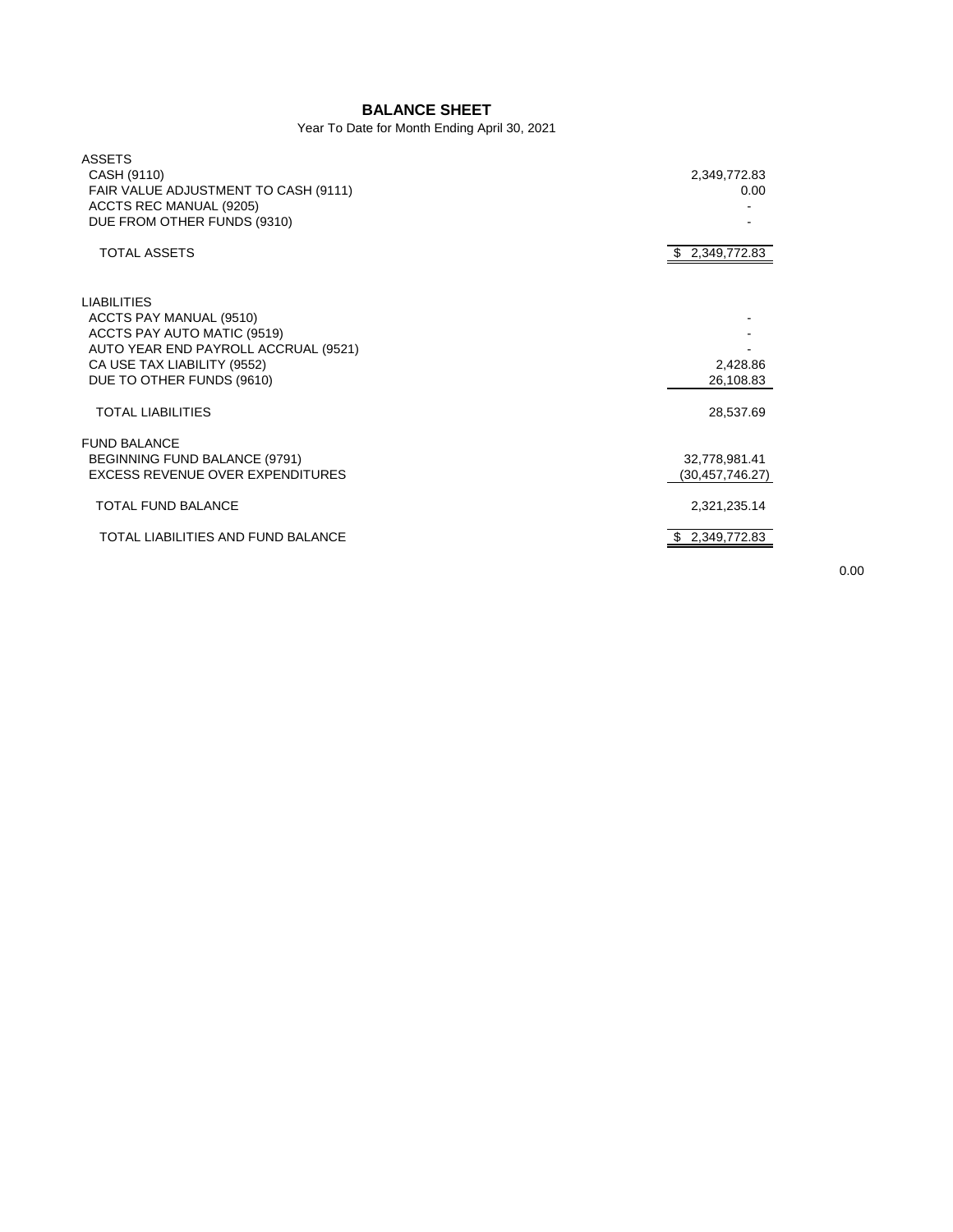# BALANCE SHEET

Year To Date for Month Ending April 30, 2021

| | |
|---|---|
| **ASSETS** | |
| CASH (9110) | 2,349,772.83 |
| FAIR VALUE ADJUSTMENT TO CASH (9111) | 0.00 |
| ACCTS REC MANUAL (9205) | - |
| DUE FROM OTHER FUNDS (9310) | - |
| TOTAL ASSETS | $ 2,349,772.83 |
| | |
| **LIABILITIES** | |
| ACCTS PAY MANUAL (9510) | - |
| ACCTS PAY AUTO MATIC (9519) | - |
| AUTO YEAR END PAYROLL ACCRUAL (9521) | - |
| CA USE TAX LIABILITY (9552) | 2,428.86 |
| DUE TO OTHER FUNDS (9610) | 26,108.83 |
| TOTAL LIABILITIES | 28,537.69 |
| | |
| **FUND BALANCE** | |
| BEGINNING FUND BALANCE (9791) | 32,778,981.41 |
| EXCESS REVENUE OVER EXPENDITURES | (30,457,746.27) |
| TOTAL FUND BALANCE | 2,321,235.14 |
| | |
| TOTAL LIABILITIES AND FUND BALANCE | $ 2,349,772.83 |

0.00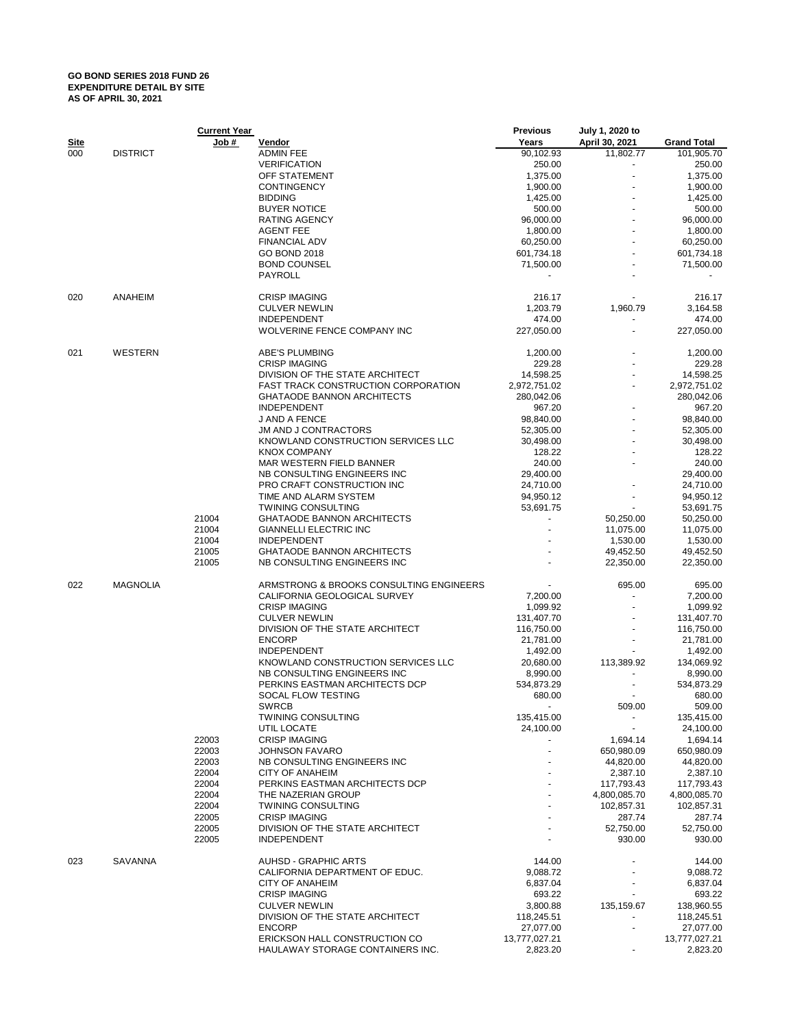**GO BOND SERIES 2018 FUND 26**
**EXPENDITURE DETAIL BY SITE**
**AS OF APRIL 30, 2021**

| Site | | Current Year Job # | Vendor | Previous Years | July 1, 2020 to April 30, 2021 | Grand Total |
|---|---|---|---|---|---|---|
| 000 | DISTRICT | | ADMIN FEE | 90,102.93 | 11,802.77 | 101,905.70 |
| | | | VERIFICATION | 250.00 | - | 250.00 |
| | | | OFF STATEMENT | 1,375.00 | - | 1,375.00 |
| | | | CONTINGENCY | 1,900.00 | - | 1,900.00 |
| | | | BIDDING | 1,425.00 | - | 1,425.00 |
| | | | BUYER NOTICE | 500.00 | - | 500.00 |
| | | | RATING AGENCY | 96,000.00 | - | 96,000.00 |
| | | | AGENT FEE | 1,800.00 | - | 1,800.00 |
| | | | FINANCIAL ADV | 60,250.00 | - | 60,250.00 |
| | | | GO BOND 2018 | 601,734.18 | - | 601,734.18 |
| | | | BOND COUNSEL | 71,500.00 | - | 71,500.00 |
| | | | PAYROLL | - | - | - |
| 020 | ANAHEIM | | CRISP IMAGING | 216.17 | - | 216.17 |
| | | | CULVER NEWLIN | 1,203.79 | 1,960.79 | 3,164.58 |
| | | | INDEPENDENT | 474.00 | - | 474.00 |
| | | | WOLVERINE FENCE COMPANY INC | 227,050.00 | - | 227,050.00 |
| 021 | WESTERN | | ABE'S PLUMBING | 1,200.00 | - | 1,200.00 |
| | | | CRISP IMAGING | 229.28 | - | 229.28 |
| | | | DIVISION OF THE STATE ARCHITECT | 14,598.25 | - | 14,598.25 |
| | | | FAST TRACK CONSTRUCTION CORPORATION | 2,972,751.02 | - | 2,972,751.02 |
| | | | GHATAODE BANNON ARCHITECTS | 280,042.06 | | 280,042.06 |
| | | | INDEPENDENT | 967.20 | - | 967.20 |
| | | | J AND A FENCE | 98,840.00 | - | 98,840.00 |
| | | | JM AND J CONTRACTORS | 52,305.00 | - | 52,305.00 |
| | | | KNOWLAND CONSTRUCTION SERVICES LLC | 30,498.00 | - | 30,498.00 |
| | | | KNOX COMPANY | 128.22 | - | 128.22 |
| | | | MAR WESTERN FIELD BANNER | 240.00 | - | 240.00 |
| | | | NB CONSULTING ENGINEERS INC | 29,400.00 | | 29,400.00 |
| | | | PRO CRAFT CONSTRUCTION INC | 24,710.00 | - | 24,710.00 |
| | | | TIME AND ALARM SYSTEM | 94,950.12 | - | 94,950.12 |
| | | | TWINING CONSULTING | 53,691.75 | - | 53,691.75 |
| | | 21004 | GHATAODE BANNON ARCHITECTS | - | 50,250.00 | 50,250.00 |
| | | 21004 | GIANNELLI ELECTRIC INC | - | 11,075.00 | 11,075.00 |
| | | 21004 | INDEPENDENT | - | 1,530.00 | 1,530.00 |
| | | 21005 | GHATAODE BANNON ARCHITECTS | - | 49,452.50 | 49,452.50 |
| | | 21005 | NB CONSULTING ENGINEERS INC | - | 22,350.00 | 22,350.00 |
| 022 | MAGNOLIA | | ARMSTRONG & BROOKS CONSULTING ENGINEERS | - | 695.00 | 695.00 |
| | | | CALIFORNIA GEOLOGICAL SURVEY | 7,200.00 | - | 7,200.00 |
| | | | CRISP IMAGING | 1,099.92 | - | 1,099.92 |
| | | | CULVER NEWLIN | 131,407.70 | - | 131,407.70 |
| | | | DIVISION OF THE STATE ARCHITECT | 116,750.00 | - | 116,750.00 |
| | | | ENCORP | 21,781.00 | - | 21,781.00 |
| | | | INDEPENDENT | 1,492.00 | - | 1,492.00 |
| | | | KNOWLAND CONSTRUCTION SERVICES LLC | 20,680.00 | 113,389.92 | 134,069.92 |
| | | | NB CONSULTING ENGINEERS INC | 8,990.00 | - | 8,990.00 |
| | | | PERKINS EASTMAN ARCHITECTS DCP | 534,873.29 | - | 534,873.29 |
| | | | SOCAL FLOW TESTING | 680.00 | - | 680.00 |
| | | | SWRCB | - | 509.00 | 509.00 |
| | | | TWINING CONSULTING | 135,415.00 | - | 135,415.00 |
| | | | UTIL LOCATE | 24,100.00 | - | 24,100.00 |
| | | 22003 | CRISP IMAGING | - | 1,694.14 | 1,694.14 |
| | | 22003 | JOHNSON FAVARO | - | 650,980.09 | 650,980.09 |
| | | 22003 | NB CONSULTING ENGINEERS INC | - | 44,820.00 | 44,820.00 |
| | | 22004 | CITY OF ANAHEIM | - | 2,387.10 | 2,387.10 |
| | | 22004 | PERKINS EASTMAN ARCHITECTS DCP | - | 117,793.43 | 117,793.43 |
| | | 22004 | THE NAZERIAN GROUP | - | 4,800,085.70 | 4,800,085.70 |
| | | 22004 | TWINING CONSULTING | - | 102,857.31 | 102,857.31 |
| | | 22005 | CRISP IMAGING | - | 287.74 | 287.74 |
| | | 22005 | DIVISION OF THE STATE ARCHITECT | - | 52,750.00 | 52,750.00 |
| | | 22005 | INDEPENDENT | - | 930.00 | 930.00 |
| 023 | SAVANNA | | AUHSD - GRAPHIC ARTS | 144.00 | - | 144.00 |
| | | | CALIFORNIA DEPARTMENT OF EDUC. | 9,088.72 | - | 9,088.72 |
| | | | CITY OF ANAHEIM | 6,837.04 | - | 6,837.04 |
| | | | CRISP IMAGING | 693.22 | - | 693.22 |
| | | | CULVER NEWLIN | 3,800.88 | 135,159.67 | 138,960.55 |
| | | | DIVISION OF THE STATE ARCHITECT | 118,245.51 | - | 118,245.51 |
| | | | ENCORP | 27,077.00 | - | 27,077.00 |
| | | | ERICKSON HALL CONSTRUCTION CO | 13,777,027.21 | | 13,777,027.21 |
| | | | HAULAWAY STORAGE CONTAINERS INC. | 2,823.20 | - | 2,823.20 |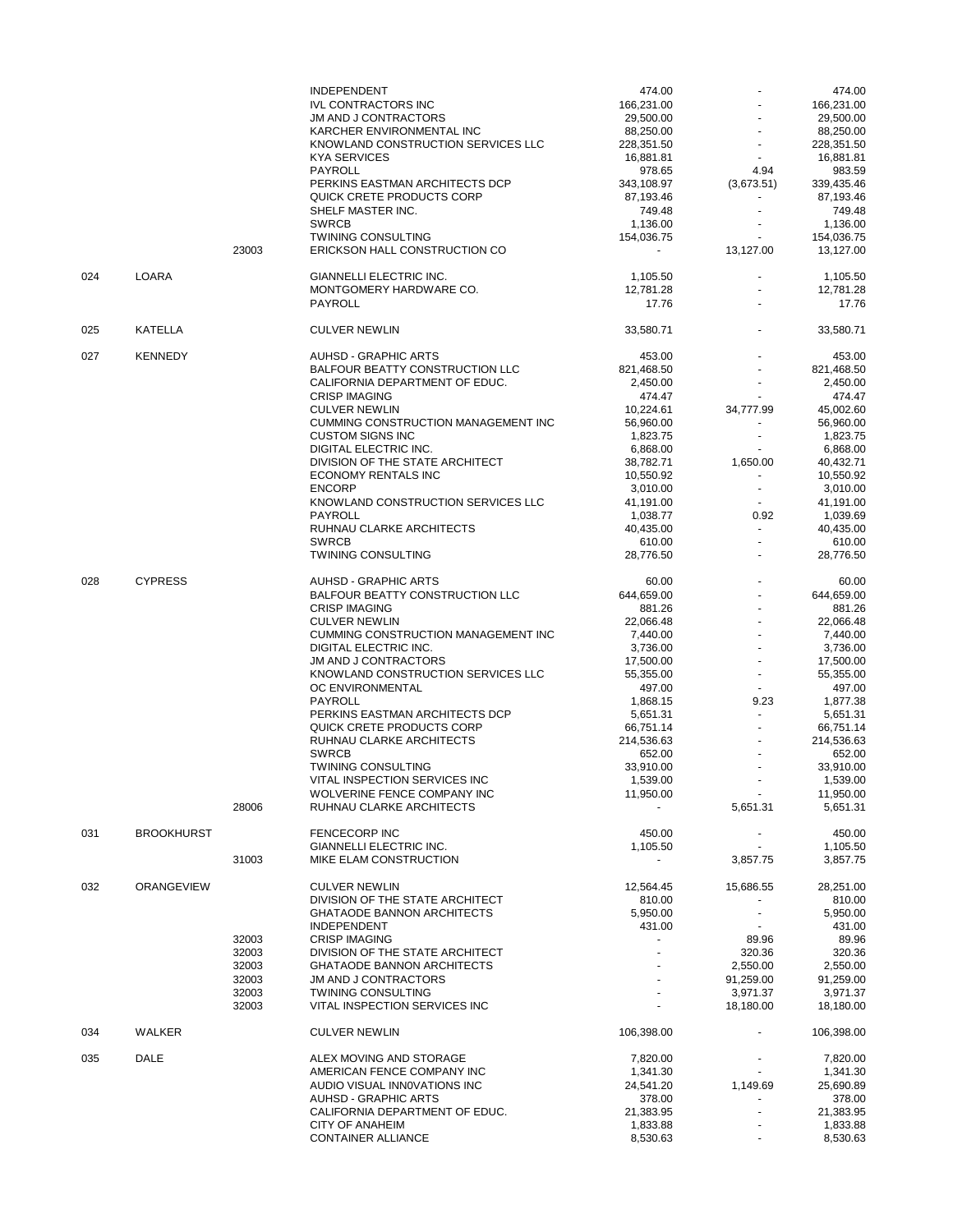| | | | | | | |
|---|---|---|---|---|---|---|
| | | | INDEPENDENT | 474.00 | - | 474.00 |
| | | | IVL CONTRACTORS INC | 166,231.00 | - | 166,231.00 |
| | | | JM AND J CONTRACTORS | 29,500.00 | - | 29,500.00 |
| | | | KARCHER ENVIRONMENTAL INC | 88,250.00 | - | 88,250.00 |
| | | | KNOWLAND CONSTRUCTION SERVICES LLC | 228,351.50 | - | 228,351.50 |
| | | | KYA SERVICES | 16,881.81 | - | 16,881.81 |
| | | | PAYROLL | 978.65 | 4.94 | 983.59 |
| | | | PERKINS EASTMAN ARCHITECTS DCP | 343,108.97 | (3,673.51) | 339,435.46 |
| | | | QUICK CRETE PRODUCTS CORP | 87,193.46 | - | 87,193.46 |
| | | | SHELF MASTER INC. | 749.48 | - | 749.48 |
| | | | SWRCB | 1,136.00 | - | 1,136.00 |
| | | | TWINING CONSULTING | 154,036.75 | - | 154,036.75 |
| | | 23003 | ERICKSON HALL CONSTRUCTION CO | - | 13,127.00 | 13,127.00 |
| 024 | LOARA | | GIANNELLI ELECTRIC INC. | 1,105.50 | - | 1,105.50 |
| | | | MONTGOMERY HARDWARE CO. | 12,781.28 | - | 12,781.28 |
| | | | PAYROLL | 17.76 | - | 17.76 |
| 025 | KATELLA | | CULVER NEWLIN | 33,580.71 | - | 33,580.71 |
| 027 | KENNEDY | | AUHSD - GRAPHIC ARTS | 453.00 | - | 453.00 |
| | | | BALFOUR BEATTY CONSTRUCTION LLC | 821,468.50 | - | 821,468.50 |
| | | | CALIFORNIA DEPARTMENT OF EDUC. | 2,450.00 | - | 2,450.00 |
| | | | CRISP IMAGING | 474.47 | - | 474.47 |
| | | | CULVER NEWLIN | 10,224.61 | 34,777.99 | 45,002.60 |
| | | | CUMMING CONSTRUCTION MANAGEMENT INC | 56,960.00 | - | 56,960.00 |
| | | | CUSTOM SIGNS INC | 1,823.75 | - | 1,823.75 |
| | | | DIGITAL ELECTRIC INC. | 6,868.00 | - | 6,868.00 |
| | | | DIVISION OF THE STATE ARCHITECT | 38,782.71 | 1,650.00 | 40,432.71 |
| | | | ECONOMY RENTALS INC | 10,550.92 | - | 10,550.92 |
| | | | ENCORP | 3,010.00 | - | 3,010.00 |
| | | | KNOWLAND CONSTRUCTION SERVICES LLC | 41,191.00 | - | 41,191.00 |
| | | | PAYROLL | 1,038.77 | 0.92 | 1,039.69 |
| | | | RUHNAU CLARKE ARCHITECTS | 40,435.00 | - | 40,435.00 |
| | | | SWRCB | 610.00 | - | 610.00 |
| | | | TWINING CONSULTING | 28,776.50 | - | 28,776.50 |
| 028 | CYPRESS | | AUHSD - GRAPHIC ARTS | 60.00 | - | 60.00 |
| | | | BALFOUR BEATTY CONSTRUCTION LLC | 644,659.00 | - | 644,659.00 |
| | | | CRISP IMAGING | 881.26 | - | 881.26 |
| | | | CULVER NEWLIN | 22,066.48 | - | 22,066.48 |
| | | | CUMMING CONSTRUCTION MANAGEMENT INC | 7,440.00 | - | 7,440.00 |
| | | | DIGITAL ELECTRIC INC. | 3,736.00 | - | 3,736.00 |
| | | | JM AND J CONTRACTORS | 17,500.00 | - | 17,500.00 |
| | | | KNOWLAND CONSTRUCTION SERVICES LLC | 55,355.00 | - | 55,355.00 |
| | | | OC ENVIRONMENTAL | 497.00 | - | 497.00 |
| | | | PAYROLL | 1,868.15 | 9.23 | 1,877.38 |
| | | | PERKINS EASTMAN ARCHITECTS DCP | 5,651.31 | - | 5,651.31 |
| | | | QUICK CRETE PRODUCTS CORP | 66,751.14 | - | 66,751.14 |
| | | | RUHNAU CLARKE ARCHITECTS | 214,536.63 | - | 214,536.63 |
| | | | SWRCB | 652.00 | - | 652.00 |
| | | | TWINING CONSULTING | 33,910.00 | - | 33,910.00 |
| | | | VITAL INSPECTION SERVICES INC | 1,539.00 | - | 1,539.00 |
| | | | WOLVERINE FENCE COMPANY INC | 11,950.00 | - | 11,950.00 |
| | | 28006 | RUHNAU CLARKE ARCHITECTS | - | 5,651.31 | 5,651.31 |
| 031 | BROOKHURST | | FENCECORP INC | 450.00 | - | 450.00 |
| | | | GIANNELLI ELECTRIC INC. | 1,105.50 | - | 1,105.50 |
| | | 31003 | MIKE ELAM CONSTRUCTION | - | 3,857.75 | 3,857.75 |
| 032 | ORANGEVIEW | | CULVER NEWLIN | 12,564.45 | 15,686.55 | 28,251.00 |
| | | | DIVISION OF THE STATE ARCHITECT | 810.00 | - | 810.00 |
| | | | GHATAODE BANNON ARCHITECTS | 5,950.00 | - | 5,950.00 |
| | | | INDEPENDENT | 431.00 | - | 431.00 |
| | | 32003 | CRISP IMAGING | - | 89.96 | 89.96 |
| | | 32003 | DIVISION OF THE STATE ARCHITECT | - | 320.36 | 320.36 |
| | | 32003 | GHATAODE BANNON ARCHITECTS | - | 2,550.00 | 2,550.00 |
| | | 32003 | JM AND J CONTRACTORS | - | 91,259.00 | 91,259.00 |
| | | 32003 | TWINING CONSULTING | - | 3,971.37 | 3,971.37 |
| | | 32003 | VITAL INSPECTION SERVICES INC | - | 18,180.00 | 18,180.00 |
| 034 | WALKER | | CULVER NEWLIN | 106,398.00 | - | 106,398.00 |
| 035 | DALE | | ALEX MOVING AND STORAGE | 7,820.00 | - | 7,820.00 |
| | | | AMERICAN FENCE COMPANY INC | 1,341.30 | - | 1,341.30 |
| | | | AUDIO VISUAL INN0VATIONS INC | 24,541.20 | 1,149.69 | 25,690.89 |
| | | | AUHSD - GRAPHIC ARTS | 378.00 | - | 378.00 |
| | | | CALIFORNIA DEPARTMENT OF EDUC. | 21,383.95 | - | 21,383.95 |
| | | | CITY OF ANAHEIM | 1,833.88 | - | 1,833.88 |
| | | | CONTAINER ALLIANCE | 8,530.63 | - | 8,530.63 |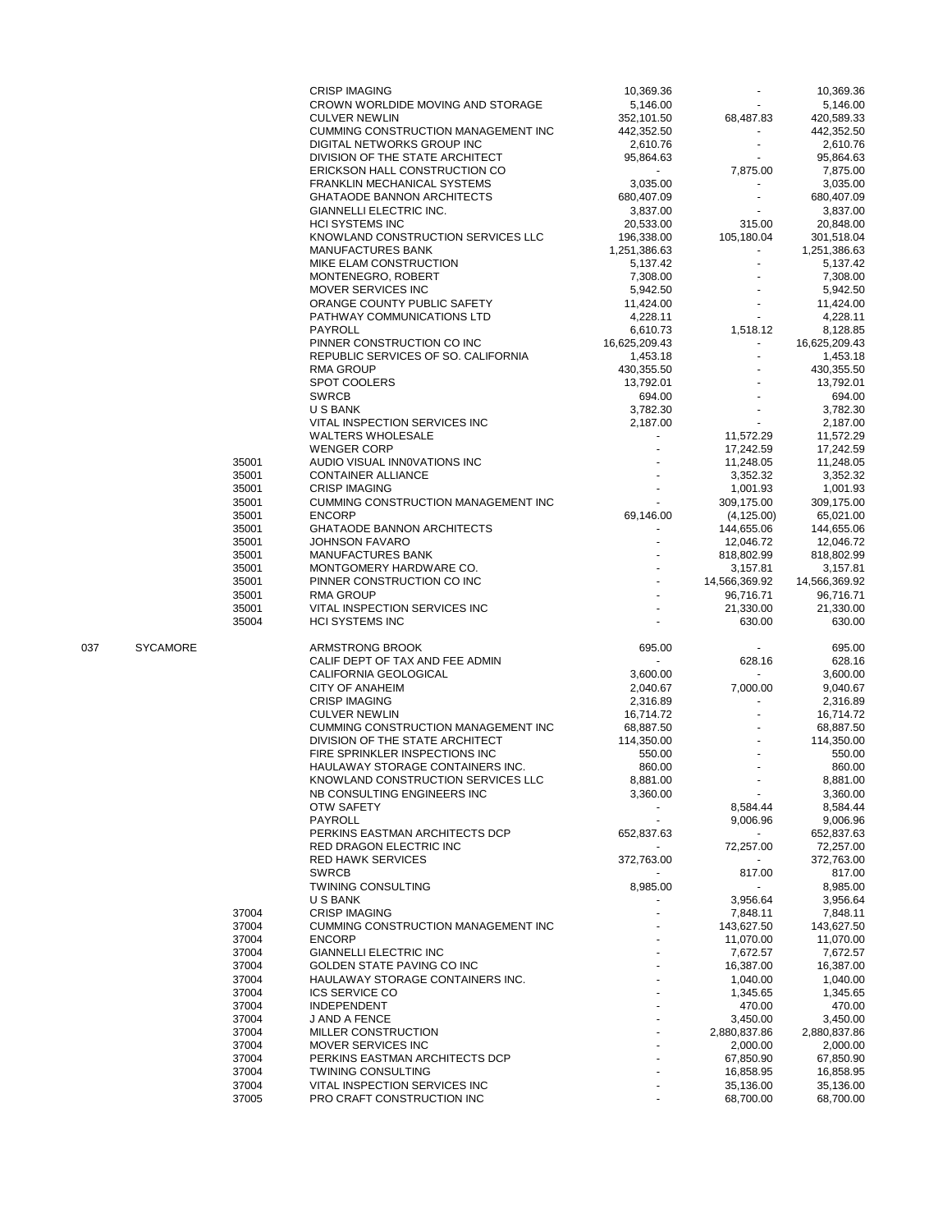| | | | | | | |
|---|---|---|---|---|---|---|
| | | | CRISP IMAGING | 10,369.36 | - | 10,369.36 |
| | | | CROWN WORLDIDE MOVING AND STORAGE | 5,146.00 | - | 5,146.00 |
| | | | CULVER NEWLIN | 352,101.50 | 68,487.83 | 420,589.33 |
| | | | CUMMING CONSTRUCTION MANAGEMENT INC | 442,352.50 | - | 442,352.50 |
| | | | DIGITAL NETWORKS GROUP INC | 2,610.76 | - | 2,610.76 |
| | | | DIVISION OF THE STATE ARCHITECT | 95,864.63 | - | 95,864.63 |
| | | | ERICKSON HALL CONSTRUCTION CO | - | 7,875.00 | 7,875.00 |
| | | | FRANKLIN MECHANICAL SYSTEMS | 3,035.00 | - | 3,035.00 |
| | | | GHATAODE BANNON ARCHITECTS | 680,407.09 | - | 680,407.09 |
| | | | GIANNELLI ELECTRIC INC. | 3,837.00 | - | 3,837.00 |
| | | | HCI SYSTEMS INC | 20,533.00 | 315.00 | 20,848.00 |
| | | | KNOWLAND CONSTRUCTION SERVICES LLC | 196,338.00 | 105,180.04 | 301,518.04 |
| | | | MANUFACTURES BANK | 1,251,386.63 | - | 1,251,386.63 |
| | | | MIKE ELAM CONSTRUCTION | 5,137.42 | - | 5,137.42 |
| | | | MONTENEGRO, ROBERT | 7,308.00 | - | 7,308.00 |
| | | | MOVER SERVICES INC | 5,942.50 | - | 5,942.50 |
| | | | ORANGE COUNTY PUBLIC SAFETY | 11,424.00 | - | 11,424.00 |
| | | | PATHWAY COMMUNICATIONS LTD | 4,228.11 | - | 4,228.11 |
| | | | PAYROLL | 6,610.73 | 1,518.12 | 8,128.85 |
| | | | PINNER CONSTRUCTION CO INC | 16,625,209.43 | - | 16,625,209.43 |
| | | | REPUBLIC SERVICES OF SO. CALIFORNIA | 1,453.18 | - | 1,453.18 |
| | | | RMA GROUP | 430,355.50 | - | 430,355.50 |
| | | | SPOT COOLERS | 13,792.01 | - | 13,792.01 |
| | | | SWRCB | 694.00 | - | 694.00 |
| | | | U S BANK | 3,782.30 | - | 3,782.30 |
| | | | VITAL INSPECTION SERVICES INC | 2,187.00 | - | 2,187.00 |
| | | | WALTERS WHOLESALE | - | 11,572.29 | 11,572.29 |
| | | | WENGER CORP | - | 17,242.59 | 17,242.59 |
| | | 35001 | AUDIO VISUAL INN0VATIONS INC | - | 11,248.05 | 11,248.05 |
| | | 35001 | CONTAINER ALLIANCE | - | 3,352.32 | 3,352.32 |
| | | 35001 | CRISP IMAGING | - | 1,001.93 | 1,001.93 |
| | | 35001 | CUMMING CONSTRUCTION MANAGEMENT INC | - | 309,175.00 | 309,175.00 |
| | | 35001 | ENCORP | 69,146.00 | (4,125.00) | 65,021.00 |
| | | 35001 | GHATAODE BANNON ARCHITECTS | - | 144,655.06 | 144,655.06 |
| | | 35001 | JOHNSON FAVARO | - | 12,046.72 | 12,046.72 |
| | | 35001 | MANUFACTURES BANK | - | 818,802.99 | 818,802.99 |
| | | 35001 | MONTGOMERY HARDWARE CO. | - | 3,157.81 | 3,157.81 |
| | | 35001 | PINNER CONSTRUCTION CO INC | - | 14,566,369.92 | 14,566,369.92 |
| | | 35001 | RMA GROUP | - | 96,716.71 | 96,716.71 |
| | | 35001 | VITAL INSPECTION SERVICES INC | - | 21,330.00 | 21,330.00 |
| | | 35004 | HCI SYSTEMS INC | - | 630.00 | 630.00 |
| 037 | SYCAMORE | | ARMSTRONG BROOK | 695.00 | - | 695.00 |
| | | | CALIF DEPT OF TAX AND FEE ADMIN | - | 628.16 | 628.16 |
| | | | CALIFORNIA GEOLOGICAL | 3,600.00 | - | 3,600.00 |
| | | | CITY OF ANAHEIM | 2,040.67 | 7,000.00 | 9,040.67 |
| | | | CRISP IMAGING | 2,316.89 | - | 2,316.89 |
| | | | CULVER NEWLIN | 16,714.72 | - | 16,714.72 |
| | | | CUMMING CONSTRUCTION MANAGEMENT INC | 68,887.50 | - | 68,887.50 |
| | | | DIVISION OF THE STATE ARCHITECT | 114,350.00 | - | 114,350.00 |
| | | | FIRE SPRINKLER INSPECTIONS INC | 550.00 | - | 550.00 |
| | | | HAULAWAY STORAGE CONTAINERS INC. | 860.00 | - | 860.00 |
| | | | KNOWLAND CONSTRUCTION SERVICES LLC | 8,881.00 | - | 8,881.00 |
| | | | NB CONSULTING ENGINEERS INC | 3,360.00 | - | 3,360.00 |
| | | | OTW SAFETY | - | 8,584.44 | 8,584.44 |
| | | | PAYROLL | - | 9,006.96 | 9,006.96 |
| | | | PERKINS EASTMAN ARCHITECTS DCP | 652,837.63 | - | 652,837.63 |
| | | | RED DRAGON ELECTRIC INC | - | 72,257.00 | 72,257.00 |
| | | | RED HAWK SERVICES | 372,763.00 | - | 372,763.00 |
| | | | SWRCB | - | 817.00 | 817.00 |
| | | | TWINING CONSULTING | 8,985.00 | - | 8,985.00 |
| | | | U S BANK | - | 3,956.64 | 3,956.64 |
| | | 37004 | CRISP IMAGING | - | 7,848.11 | 7,848.11 |
| | | 37004 | CUMMING CONSTRUCTION MANAGEMENT INC | - | 143,627.50 | 143,627.50 |
| | | 37004 | ENCORP | - | 11,070.00 | 11,070.00 |
| | | 37004 | GIANNELLI ELECTRIC INC | - | 7,672.57 | 7,672.57 |
| | | 37004 | GOLDEN STATE PAVING CO INC | - | 16,387.00 | 16,387.00 |
| | | 37004 | HAULAWAY STORAGE CONTAINERS INC. | - | 1,040.00 | 1,040.00 |
| | | 37004 | ICS SERVICE CO | - | 1,345.65 | 1,345.65 |
| | | 37004 | INDEPENDENT | - | 470.00 | 470.00 |
| | | 37004 | J AND A FENCE | - | 3,450.00 | 3,450.00 |
| | | 37004 | MILLER CONSTRUCTION | - | 2,880,837.86 | 2,880,837.86 |
| | | 37004 | MOVER SERVICES INC | - | 2,000.00 | 2,000.00 |
| | | 37004 | PERKINS EASTMAN ARCHITECTS DCP | - | 67,850.90 | 67,850.90 |
| | | 37004 | TWINING CONSULTING | - | 16,858.95 | 16,858.95 |
| | | 37004 | VITAL INSPECTION SERVICES INC | - | 35,136.00 | 35,136.00 |
| | | 37005 | PRO CRAFT CONSTRUCTION INC | - | 68,700.00 | 68,700.00 |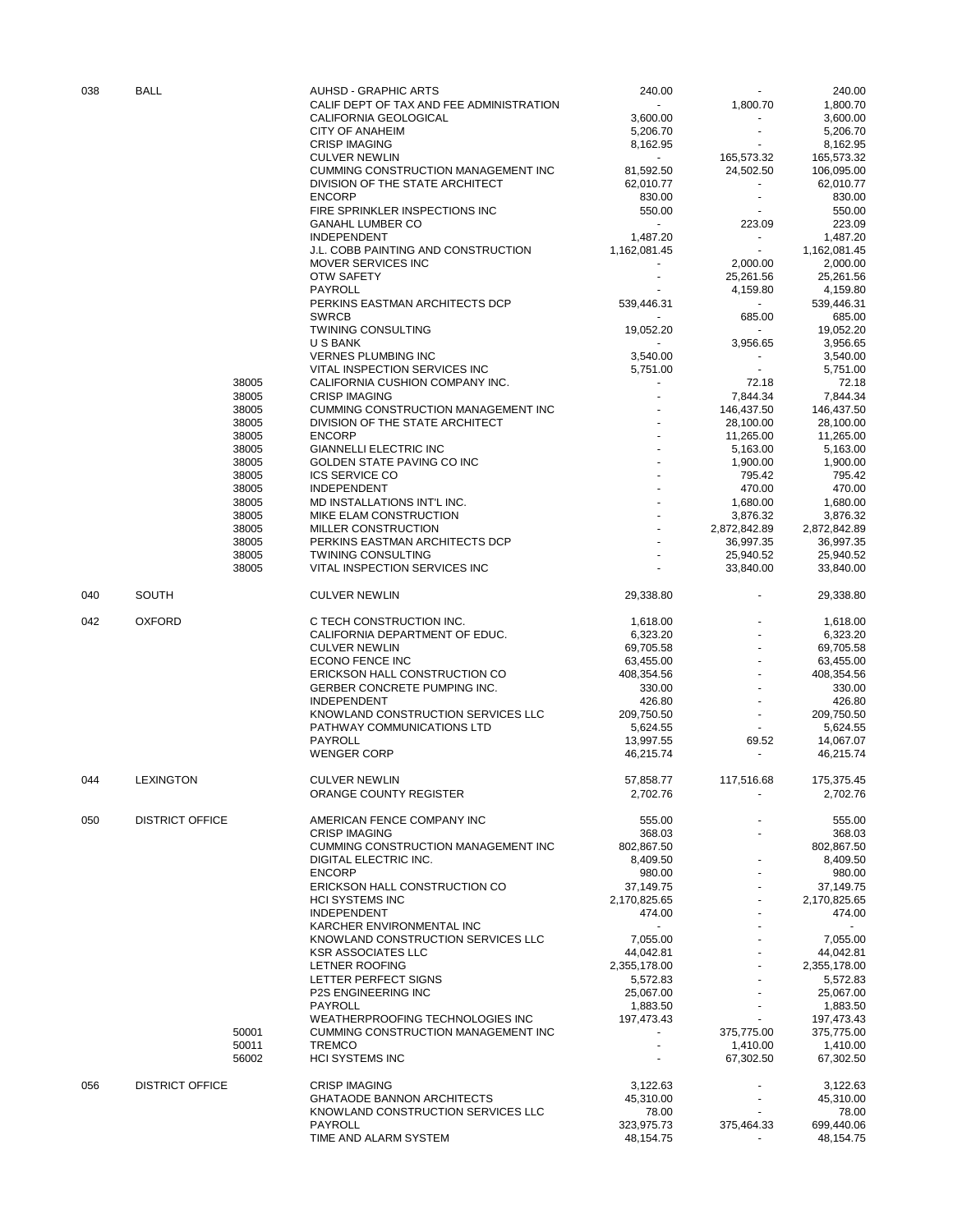| | | | | | | |
|---|---|---|---|---|---|---|
| 038 | BALL | | AUHSD - GRAPHIC ARTS | 240.00 | - | 240.00 |
| | | | CALIF DEPT OF TAX AND FEE ADMINISTRATION | - | 1,800.70 | 1,800.70 |
| | | | CALIFORNIA GEOLOGICAL | 3,600.00 | - | 3,600.00 |
| | | | CITY OF ANAHEIM | 5,206.70 | - | 5,206.70 |
| | | | CRISP IMAGING | 8,162.95 | - | 8,162.95 |
| | | | CULVER NEWLIN | - | 165,573.32 | 165,573.32 |
| | | | CUMMING CONSTRUCTION MANAGEMENT INC | 81,592.50 | 24,502.50 | 106,095.00 |
| | | | DIVISION OF THE STATE ARCHITECT | 62,010.77 | - | 62,010.77 |
| | | | ENCORP | 830.00 | - | 830.00 |
| | | | FIRE SPRINKLER INSPECTIONS INC | 550.00 | - | 550.00 |
| | | | GANAHL LUMBER CO | - | 223.09 | 223.09 |
| | | | INDEPENDENT | 1,487.20 | - | 1,487.20 |
| | | | J.L. COBB PAINTING AND CONSTRUCTION | 1,162,081.45 | - | 1,162,081.45 |
| | | | MOVER SERVICES INC | - | 2,000.00 | 2,000.00 |
| | | | OTW SAFETY | - | 25,261.56 | 25,261.56 |
| | | | PAYROLL | - | 4,159.80 | 4,159.80 |
| | | | PERKINS EASTMAN ARCHITECTS DCP | 539,446.31 | - | 539,446.31 |
| | | | SWRCB | - | 685.00 | 685.00 |
| | | | TWINING CONSULTING | 19,052.20 | - | 19,052.20 |
| | | | U S BANK | - | 3,956.65 | 3,956.65 |
| | | | VERNES PLUMBING INC | 3,540.00 | - | 3,540.00 |
| | | | VITAL INSPECTION SERVICES INC | 5,751.00 | - | 5,751.00 |
| | | 38005 | CALIFORNIA CUSHION COMPANY INC. | - | 72.18 | 72.18 |
| | | 38005 | CRISP IMAGING | - | 7,844.34 | 7,844.34 |
| | | 38005 | CUMMING CONSTRUCTION MANAGEMENT INC | - | 146,437.50 | 146,437.50 |
| | | 38005 | DIVISION OF THE STATE ARCHITECT | - | 28,100.00 | 28,100.00 |
| | | 38005 | ENCORP | - | 11,265.00 | 11,265.00 |
| | | 38005 | GIANNELLI ELECTRIC INC | - | 5,163.00 | 5,163.00 |
| | | 38005 | GOLDEN STATE PAVING CO INC | - | 1,900.00 | 1,900.00 |
| | | 38005 | ICS SERVICE CO | - | 795.42 | 795.42 |
| | | 38005 | INDEPENDENT | - | 470.00 | 470.00 |
| | | 38005 | MD INSTALLATIONS INT'L INC. | - | 1,680.00 | 1,680.00 |
| | | 38005 | MIKE ELAM CONSTRUCTION | - | 3,876.32 | 3,876.32 |
| | | 38005 | MILLER CONSTRUCTION | - | 2,872,842.89 | 2,872,842.89 |
| | | 38005 | PERKINS EASTMAN ARCHITECTS DCP | - | 36,997.35 | 36,997.35 |
| | | 38005 | TWINING CONSULTING | - | 25,940.52 | 25,940.52 |
| | | 38005 | VITAL INSPECTION SERVICES INC | - | 33,840.00 | 33,840.00 |
| 040 | SOUTH | | CULVER NEWLIN | 29,338.80 | - | 29,338.80 |
| 042 | OXFORD | | C TECH CONSTRUCTION INC. | 1,618.00 | - | 1,618.00 |
| | | | CALIFORNIA DEPARTMENT OF EDUC. | 6,323.20 | - | 6,323.20 |
| | | | CULVER NEWLIN | 69,705.58 | - | 69,705.58 |
| | | | ECONO FENCE INC | 63,455.00 | - | 63,455.00 |
| | | | ERICKSON HALL CONSTRUCTION CO | 408,354.56 | - | 408,354.56 |
| | | | GERBER CONCRETE PUMPING INC. | 330.00 | - | 330.00 |
| | | | INDEPENDENT | 426.80 | - | 426.80 |
| | | | KNOWLAND CONSTRUCTION SERVICES LLC | 209,750.50 | - | 209,750.50 |
| | | | PATHWAY COMMUNICATIONS LTD | 5,624.55 | - | 5,624.55 |
| | | | PAYROLL | 13,997.55 | 69.52 | 14,067.07 |
| | | | WENGER CORP | 46,215.74 | - | 46,215.74 |
| 044 | LEXINGTON | | CULVER NEWLIN | 57,858.77 | 117,516.68 | 175,375.45 |
| | | | ORANGE COUNTY REGISTER | 2,702.76 | - | 2,702.76 |
| 050 | DISTRICT OFFICE | | AMERICAN FENCE COMPANY INC | 555.00 | - | 555.00 |
| | | | CRISP IMAGING | 368.03 | - | 368.03 |
| | | | CUMMING CONSTRUCTION MANAGEMENT INC | 802,867.50 | | 802,867.50 |
| | | | DIGITAL ELECTRIC INC. | 8,409.50 | - | 8,409.50 |
| | | | ENCORP | 980.00 | - | 980.00 |
| | | | ERICKSON HALL CONSTRUCTION CO | 37,149.75 | - | 37,149.75 |
| | | | HCI SYSTEMS INC | 2,170,825.65 | - | 2,170,825.65 |
| | | | INDEPENDENT | 474.00 | - | 474.00 |
| | | | KARCHER ENVIRONMENTAL INC | - | - | - |
| | | | KNOWLAND CONSTRUCTION SERVICES LLC | 7,055.00 | - | 7,055.00 |
| | | | KSR ASSOCIATES LLC | 44,042.81 | - | 44,042.81 |
| | | | LETNER ROOFING | 2,355,178.00 | - | 2,355,178.00 |
| | | | LETTER PERFECT SIGNS | 5,572.83 | - | 5,572.83 |
| | | | P2S ENGINEERING INC | 25,067.00 | - | 25,067.00 |
| | | | PAYROLL | 1,883.50 | - | 1,883.50 |
| | | | WEATHERPROOFING TECHNOLOGIES INC | 197,473.43 | - | 197,473.43 |
| | | 50001 | CUMMING CONSTRUCTION MANAGEMENT INC | - | 375,775.00 | 375,775.00 |
| | | 50011 | TREMCO | - | 1,410.00 | 1,410.00 |
| | | 56002 | HCI SYSTEMS INC | - | 67,302.50 | 67,302.50 |
| 056 | DISTRICT OFFICE | | CRISP IMAGING | 3,122.63 | - | 3,122.63 |
| | | | GHATAODE BANNON ARCHITECTS | 45,310.00 | - | 45,310.00 |
| | | | KNOWLAND CONSTRUCTION SERVICES LLC | 78.00 | - | 78.00 |
| | | | PAYROLL | 323,975.73 | 375,464.33 | 699,440.06 |
| | | | TIME AND ALARM SYSTEM | 48,154.75 | - | 48,154.75 |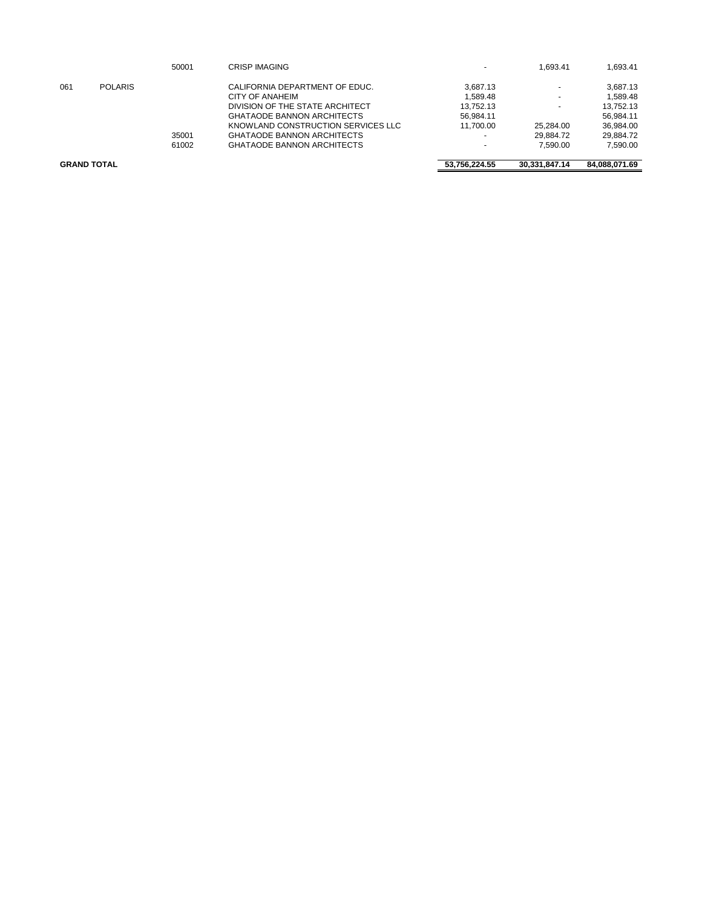| | | | | | | |
|---|---|---|---|---|---|---|
| | | 50001 | CRISP IMAGING | - | 1,693.41 | 1,693.41 |
| 061 | POLARIS | | CALIFORNIA DEPARTMENT OF EDUC. | 3,687.13 | - | 3,687.13 |
| | | | CITY OF ANAHEIM | 1,589.48 | - | 1,589.48 |
| | | | DIVISION OF THE STATE ARCHITECT | 13,752.13 | - | 13,752.13 |
| | | | GHATAODE BANNON ARCHITECTS | 56,984.11 | | 56,984.11 |
| | | | KNOWLAND CONSTRUCTION SERVICES LLC | 11,700.00 | 25,284.00 | 36,984.00 |
| | | 35001 | GHATAODE BANNON ARCHITECTS | - | 29,884.72 | 29,884.72 |
| | | 61002 | GHATAODE BANNON ARCHITECTS | - | 7,590.00 | 7,590.00 |
| **GRAND TOTAL** | | | | **53,756,224.55** | **30,331,847.14** | **84,088,071.69** |